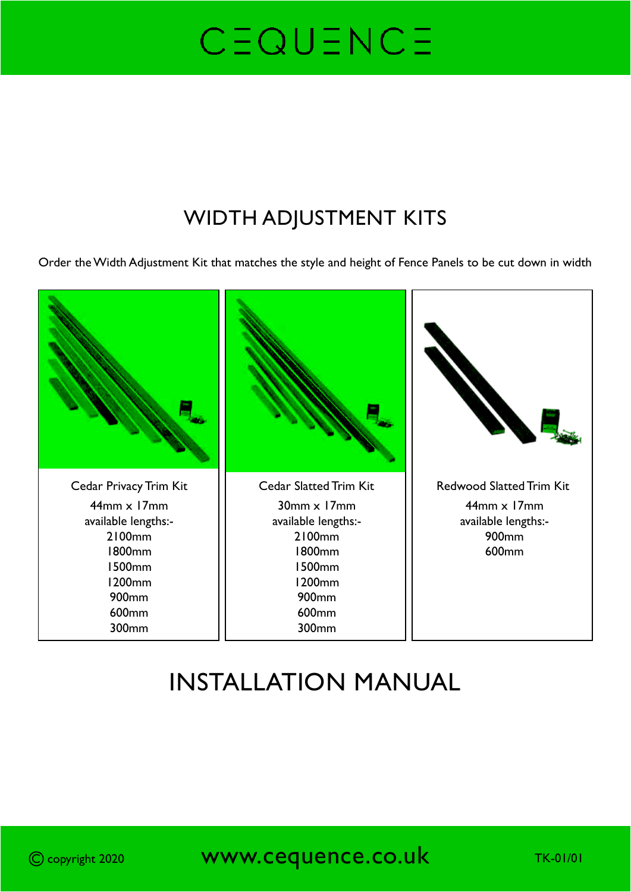# CEQUENCE

## WIDTH ADJUSTMENT KITS

Order the Width Adjustment Kit that matches the style and height of Fence Panels to be cut down in width

| Cedar Privacy Trim Kit | Cedar Slatted Trim Kit | Redwood Slatted Trim Kit |
| --- | --- | --- |
| 44mm x 17mm | 30mm x 17mm | 44mm x 17mm |
| available lengths:- | available lengths:- | available lengths:- |
| 2100mm | 2100mm | 900mm |
| 1800mm | 1800mm | 600mm |
| 1500mm | 1500mm | |
| 1200mm | 1200mm | |
| 900mm | 900mm | |
| 600mm | 600mm | |
| 300mm | 300mm | |

## INSTALLATION MANUAL

© copyright 2020 www.cequence.co.uk TK-01/01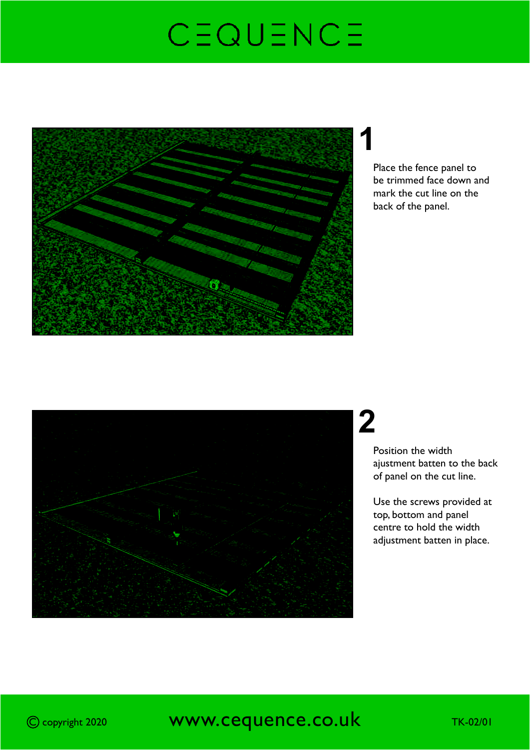## 1

Place the fence panel to be trimmed face down and mark the cut line on the back of the panel.

## 2

Position the width ajustment batten to the back of panel on the cut line.

Use the screws provided at top, bottom and panel centre to hold the width adjustment batten in place.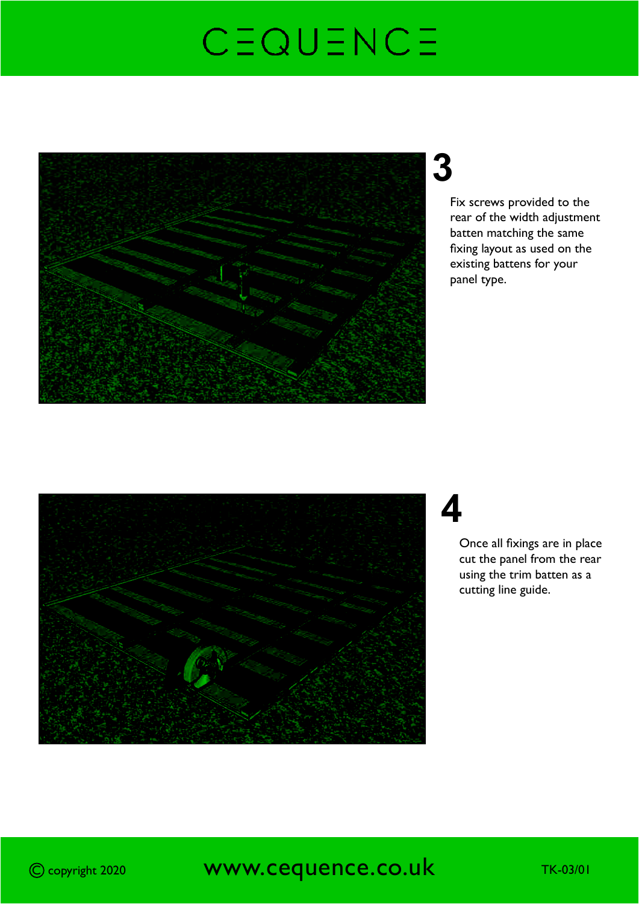## 3

Fix screws provided to the rear of the width adjustment batten matching the same fixing layout as used on the existing battens for your panel type.

## 4

Once all fixings are in place cut the panel from the rear using the trim batten as a cutting line guide.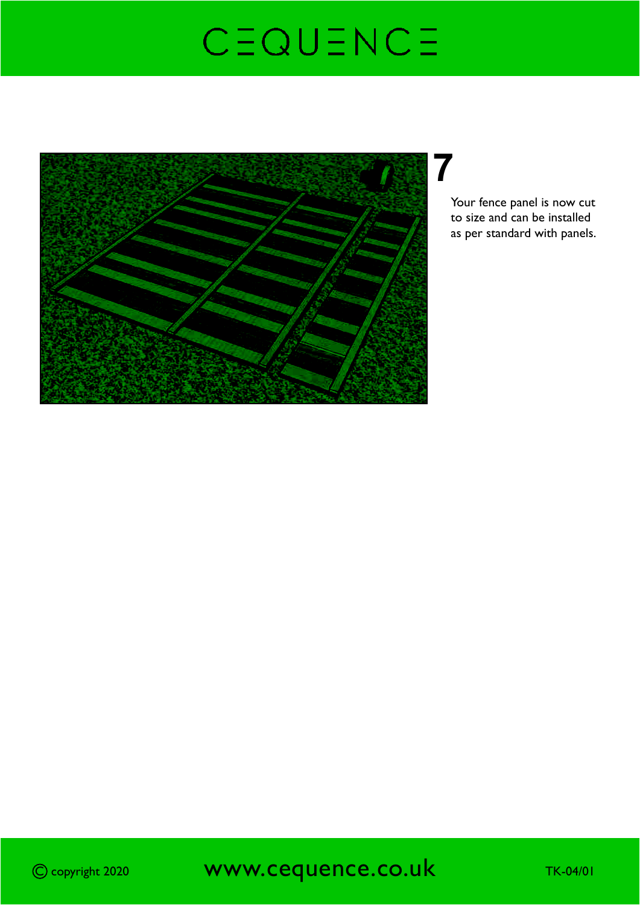## 7

Your fence panel is now cut to size and can be installed as per standard with panels.